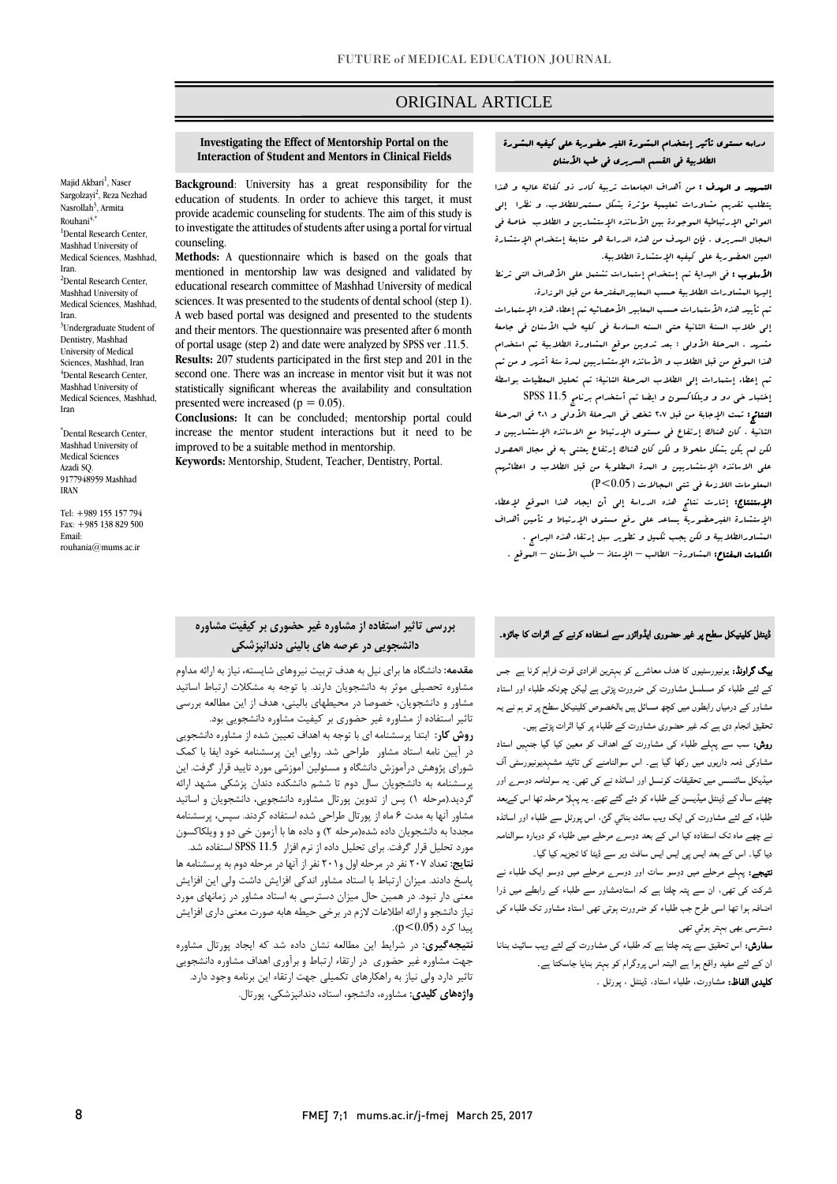ORIGINAL ARTICLE

## Investigating the Effect of Mentorship Portal on the Interaction of Student and Mentors in Clinical Fields

Majid Akbari[1], Naser Sargolzayi[2], Reza Nezhad Nasrollah[3], Armita Rouhani[4,*]

[1]Dental Research Center, Mashhad University of Medical Sciences, Mashhad, Iran.
[2]Dental Research Center, Mashhad University of Medical Sciences, Mashhad, Iran.
[3]Undergraduate Student of Dentistry, Mashhad University of Medical Sciences, Mashhad, Iran
[4]Dental Research Center, Mashhad University of Medical Sciences, Mashhad, Iran

*Dental Research Center, Mashhad University of Medical Sciences
Azadi SQ.
9177948959 Mashhad
IRAN

Tel: +989 155 157 794
Fax: +985 138 829 500
Email: rouhania@mums.ac.ir

**Background**: University has a great responsibility for the education of students. In order to achieve this target, it must provide academic counseling for students. The aim of this study is to investigate the attitudes of students after using a portal for virtual counseling.

**Methods:** A questionnaire which is based on the goals that mentioned in mentorship law was designed and validated by educational research committee of Mashhad University of medical sciences. It was presented to the students of dental school (step 1). A web based portal was designed and presented to the students and their mentors. The questionnaire was presented after 6 month of portal usage (step 2) and date were analyzed by SPSS ver .11.5.

**Results:** 207 students participated in the first step and 201 in the second one. There was an increase in mentor visit but it was not statistically significant whereas the availability and consultation presented were increased ($p = 0.05$).

**Conclusions:** It can be concluded; mentorship portal could increase the mentor student interactions but it need to be improved to be a suitable method in mentorship.

**Keywords:** Mentorship, Student, Teacher, Dentistry, Portal.

## دراسه مستوى تأثير إستخدام المشورة الغير حضورية على كيفيه المشورة الطلابية فى القسم السريرى فى طب الأسنان

**التمهيد و الهدف :** من أهداف الجامعات تربية كادر ذو كفائة عاليه و هذا يتطلب تقديم مشاورات تعليمية مؤثرة بشكل مستمر للطلاب. و نظرا إلى العوائق الإرتباطية الموجودة بين الأساتذه الإستشاريين و الطلاب خاصة فى المجال السريرى ، فإن الهدف من هذه الدراسة هو متابعة إستخدام الإستشارة الغير الحضورية على كيفيه الإستشارة الطلابية.

**الأسلوب :** فى البداية تم إستخدام إستمارات تشتمل على الأهداف التى ترتبط إليها المشاورات الطلابية حسب المعايير المقترحة من قبل الوزارة.

ثم تأييد هذه الأستمارات حسب المعايير الأحصائيه ثم إعطاء هذه الإستمارات إلى طلاب السنة الثانية حتى السنه السادسة فى كليه طب الأسنان فى جامعة مشهد . المرحلة الأولى : بعد تدوين موقع المشاورة الطلابية تم استخدام هذا الموقع من قبل الطلاب و الأساتذه الإستشاريين لمدة ستة أشهر و من تم تم إعطاء إستمارات إلى الطلاب المرحلة الثانية: تم تحليل المعطيات بواسطة إختبار خى دو و ويلكاكسون و ايضا تم أستخدام برنامج SPSS 11.5

**النتائج :** تمت الإجابة من قبل ٢٠٧ شخص فى المرحلة الأولى و ٢٠١ فى المرحلة الثانية . كان هناك إرتفاع فى مستوى الإرتباط مع الاساتذه الإستشاريين و لكن لم يكن بشكل ملحوظ و لكن كان هناك إرتفاع يعتنى به فى مجال الحصول على الاساتذه الإستشاريين و المدة المطلوبة من قبل الطلاب و اعطائهم المعلومات اللازمة فى شتى المجالات ($P<0.05$)

**الإستنتاج:** إشارت نتائج هذه الدراسة إلى أن ايجاد هذا الموقع لإعطاء الإستشارة الغيرحضورية يساعد على رفع مستوى الإرتباط و تأمين أهداف المشاورةالطلابية و لكن يجب تكميل و تطوير سبل إرتقاء هذه البرامج .

**الكلمات المفتاح:** المشاورة – الطالب – الإستاذ – طب الأسنان – الموقع .

## بررسی تاثیر استفاده از مشاوره غیر حضوری بر کیفیت مشاوره دانشجویی در عرصه های بالینی دندانپزشکی

**مقدمه:** دانشگاه ها برای نیل به هدف تربیت نیروهای شایسته، نیاز به ارائه مداوم مشاوره تحصیلی موثر به دانشجویان دارند. با توجه به مشکلات ارتباط اساتید مشاور و دانشجویان، خصوصا در محیطهای بالینی، هدف از این مطالعه بررسی تاثیر استفاده از مشاوره غیر حضوری بر کیفیت مشاوره دانشجویی بود.

**روش کار:** ابتدا پرسشنامه ای با توجه به اهداف تعیین شده از مشاوره دانشجویی در آیین نامه استاد مشاور طراحی شد. روایی این پرسشنامه خود ایفا با کمک شورای پژوهش درآموزش دانشگاه و مسئولین آموزشی مورد تایید قرار گرفت. این پرسشنامه به دانشجویان سال دوم تا ششم دانشکده دندان پزشکی مشهد ارائه گردید.(مرحله ۱) پس از تدوین پورتال مشاوره دانشجویی، دانشجویان و اساتید مشاور آنها به مدت ۶ ماه از پورتال طراحی شده استفاده کردند. سپس، پرسشنامه مجددا به دانشجویان داده شده(مرحله ۲) و داده ها با آزمون خی دو و ویلکاکسون مورد تحلیل قرار گرفت. برای تحلیل داده از نرم افزار SPSS 11.5 استفاده شد.

**نتایج:** تعداد ۲۰۷ نفر در مرحله اول و۲۰۱ نفر از آنها در مرحله دوم به پرسشنامه ها پاسخ دادند. میزان ارتباط با استاد مشاور اندکی افزایش داشت ولی این افزایش معنی دار نبود. در همین حال میزان دسترسی به استاد مشاور در زمانهای مورد نیاز دانشجو و ارائه اطلاعات لازم در برخی حیطه هابه صورت معنی داری افزایش پیدا کرد ($p<0.05$).

**نتیجه‌گیری:** در شرایط این مطالعه نشان داده شد که ایجاد پورتال مشاوره جهت مشاوره غیر حضوری در ارتقاء ارتباط و برآوری اهداف مشاوره دانشجویی تاثیر دارد ولی نیاز به راهکارهای تکمیلی جهت ارتقاء این برنامه وجود دارد.

**واژه‌های کلیدی:** مشاوره، دانشجو، استاد، دندانپزشکی، پورتال.

## ڈینٹل کلینیکل سطح پر غیر حضوری ایڈوائزر سے استفادہ کرنے کے اثرات کا جائزہ۔

**بیک گراونڈ:** یونیورسیٹیوں کا ھدف معاشرے کو بہترین افرادی قوت فراہم کرنا ہے جس کے لئے طلباء کو مسلسل مشاورت کی ضرورت پڑتی ہے لیکن چونکہ طلباء اور استاد مشاور کے درمیاں رابطوں میں کچھ مسائل ہیں بالخصوص کلینیکل سطح پر تو ہم نے یہ تحقیق انجام دی ہے کہ غیر حضوری مشاورت کے طلباء پر کیا اثرات پڑتے ہیں۔

**روش:** سب سے پہلے طلباء کی مشاورت کے اھداف کو معین کیا گيا جنہیں استاد مشاوکی ذمہ داریوں میں رکھا گيا ہے۔ اس سوالنامنے کی تائید مشہدیونیورسٹی آف میڈیکل سائنسس میں تحقیقات کونسل اور اساتذہ نے کی تھی۔ یہ سوالنامہ دوسرے اور چھنے سال کے ڈینٹل میڈیسن کے طلباء کو دئے گئے تھے۔ یہ پہلا مرحلہ تھا اس کےبعد طلباء کے لئے مشاورت کی ایک ویب سائٹ بنائي گئي، اس پورٹل سے طلباء اور اساتذہ نے چھے ماہ تک استفادہ کیا اس کے بعد دوسرے مرحلے میں طلباء کو دوبارہ سوالنامہ دیا گيا۔ اس کے بعد ایس پی ایس ایس سافٹ ویر سے ڈیٹا کا تجزیہ کیا گيا۔

**نتیجے:** پہلے مرحلے میں دوسو سات اور دوسرے مرحلے میں دوسو ایک طلباء نے شرکت کی تھی، ان سے پتہ چلتا ہے کہ استادمشاور سے طلباء کے رابطے میں ذرا اضافہ ہوا تھا اسی طرح جب طلباء کو ضرورت ہوتی تھی استاد مشاور تک طلباء کی دسترسی بھی بہتر ہوئي تھی

**سفارش:** اس تحقیق سے پتہ چلتا ہے کہ طلباء کی مشاورت کے لئے ویب سائٹ بنانا ان کے لئے مفید واقع ہوا ہے البتہ اس پروگرام کو بہتر بنایا جاسکتا ہے۔

**کلیدی الفاظ:** مشاورت، طلباء استاد، ڈینٹل ، پورٹل ۔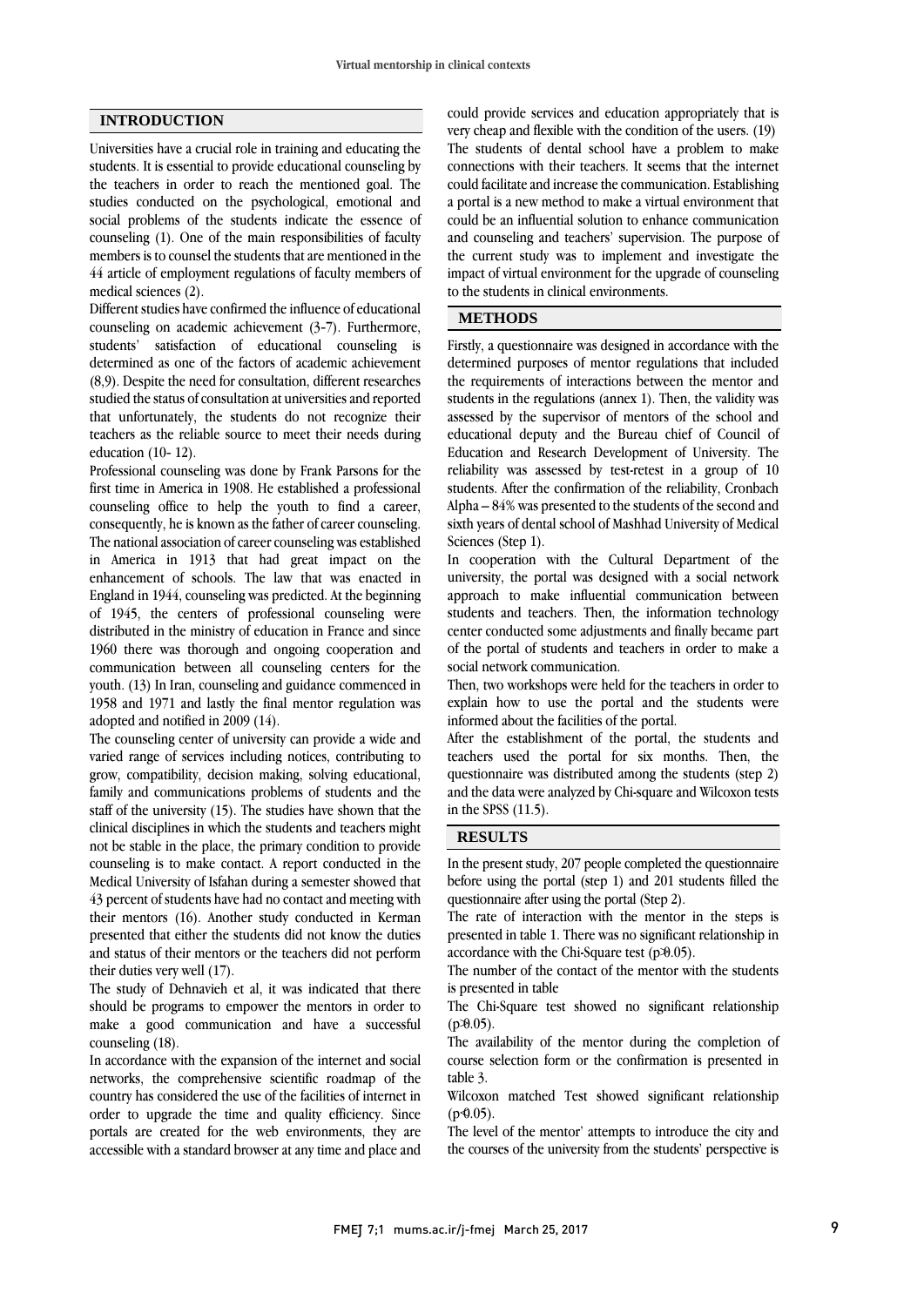## INTRODUCTION

Universities have a crucial role in training and educating the students. It is essential to provide educational counseling by the teachers in order to reach the mentioned goal. The studies conducted on the psychological, emotional and social problems of the students indicate the essence of counseling (1). One of the main responsibilities of faculty members is to counsel the students that are mentioned in the 44 article of employment regulations of faculty members of medical sciences (2).

Different studies have confirmed the influence of educational counseling on academic achievement (3-7). Furthermore, students' satisfaction of educational counseling is determined as one of the factors of academic achievement (8,9). Despite the need for consultation, different researches studied the status of consultation at universities and reported that unfortunately, the students do not recognize their teachers as the reliable source to meet their needs during education (10- 12).

Professional counseling was done by Frank Parsons for the first time in America in 1908. He established a professional counseling office to help the youth to find a career, consequently, he is known as the father of career counseling. The national association of career counseling was established in America in 1913 that had great impact on the enhancement of schools. The law that was enacted in England in 1944, counseling was predicted. At the beginning of 1945, the centers of professional counseling were distributed in the ministry of education in France and since 1960 there was thorough and ongoing cooperation and communication between all counseling centers for the youth. (13) In Iran, counseling and guidance commenced in 1958 and 1971 and lastly the final mentor regulation was adopted and notified in 2009 (14).

The counseling center of university can provide a wide and varied range of services including notices, contributing to grow, compatibility, decision making, solving educational, family and communications problems of students and the staff of the university (15). The studies have shown that the clinical disciplines in which the students and teachers might not be stable in the place, the primary condition to provide counseling is to make contact. A report conducted in the Medical University of Isfahan during a semester showed that 43 percent of students have had no contact and meeting with their mentors (16). Another study conducted in Kerman presented that either the students did not know the duties and status of their mentors or the teachers did not perform their duties very well (17).

The study of Dehnavieh et al, it was indicated that there should be programs to empower the mentors in order to make a good communication and have a successful counseling (18).

In accordance with the expansion of the internet and social networks, the comprehensive scientific roadmap of the country has considered the use of the facilities of internet in order to upgrade the time and quality efficiency. Since portals are created for the web environments, they are accessible with a standard browser at any time and place and could provide services and education appropriately that is very cheap and flexible with the condition of the users. (19)

The students of dental school have a problem to make connections with their teachers. It seems that the internet could facilitate and increase the communication. Establishing a portal is a new method to make a virtual environment that could be an influential solution to enhance communication and counseling and teachers' supervision. The purpose of the current study was to implement and investigate the impact of virtual environment for the upgrade of counseling to the students in clinical environments.

## METHODS

Firstly, a questionnaire was designed in accordance with the determined purposes of mentor regulations that included the requirements of interactions between the mentor and students in the regulations (annex 1). Then, the validity was assessed by the supervisor of mentors of the school and educational deputy and the Bureau chief of Council of Education and Research Development of University. The reliability was assessed by test-retest in a group of 10 students. After the confirmation of the reliability, Cronbach Alpha – 84% was presented to the students of the second and sixth years of dental school of Mashhad University of Medical Sciences (Step 1).

In cooperation with the Cultural Department of the university, the portal was designed with a social network approach to make influential communication between students and teachers. Then, the information technology center conducted some adjustments and finally became part of the portal of students and teachers in order to make a social network communication.

Then, two workshops were held for the teachers in order to explain how to use the portal and the students were informed about the facilities of the portal.

After the establishment of the portal, the students and teachers used the portal for six months. Then, the questionnaire was distributed among the students (step 2) and the data were analyzed by Chi-square and Wilcoxon tests in the SPSS (11.5).

## RESULTS

In the present study, 207 people completed the questionnaire before using the portal (step 1) and 201 students filled the questionnaire after using the portal (Step 2).

The rate of interaction with the mentor in the steps is presented in table 1. There was no significant relationship in accordance with the Chi-Square test ($p > 0.05$).

The number of the contact of the mentor with the students is presented in table

The Chi-Square test showed no significant relationship ($p > 0.05$).

The availability of the mentor during the completion of course selection form or the confirmation is presented in table 3.

Wilcoxon matched Test showed significant relationship ($p < 0.05$).

The level of the mentor' attempts to introduce the city and the courses of the university from the students' perspective is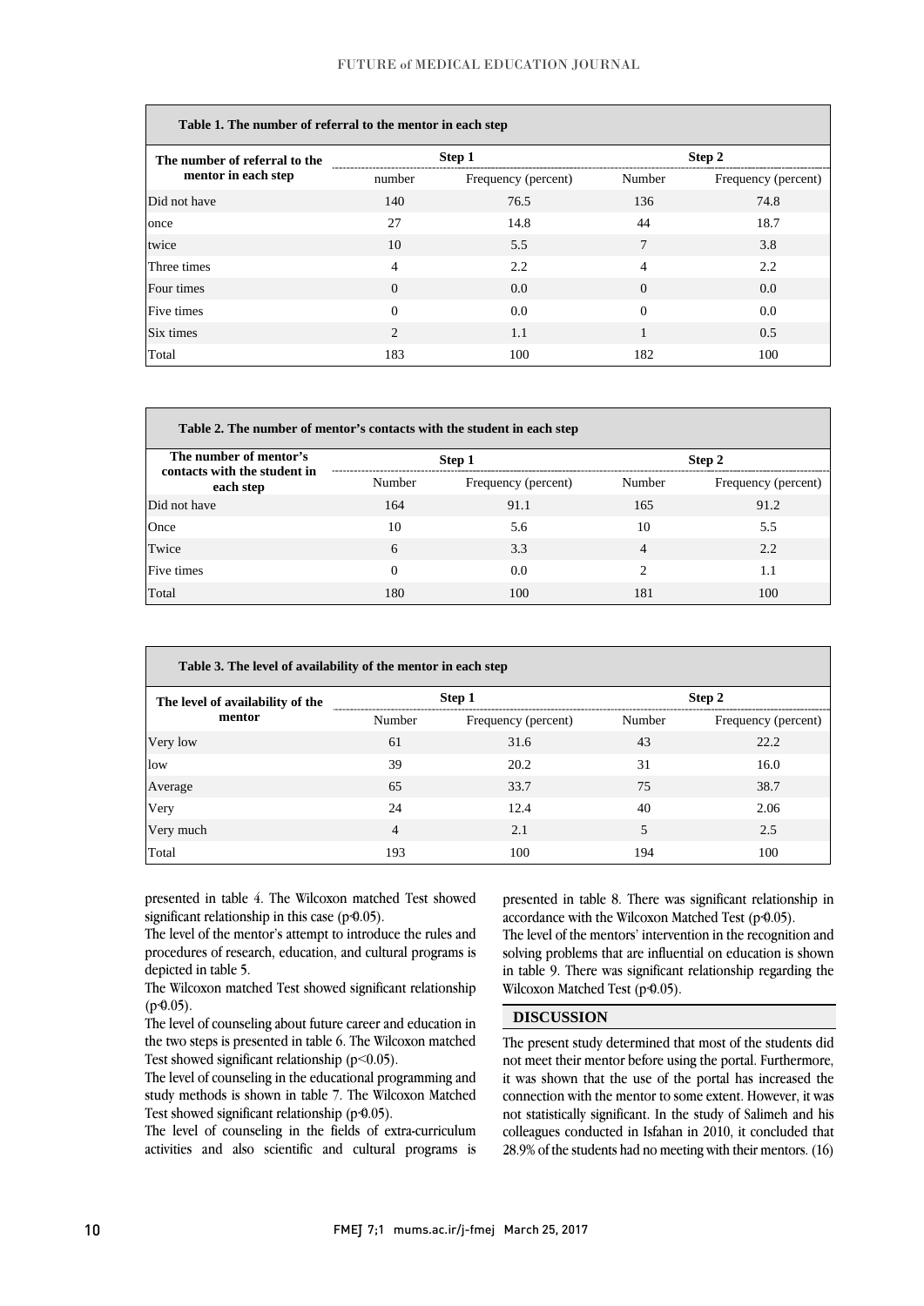**Table 1. The number of referral to the mentor in each step**

| The number of referral to the mentor in each step | Step 1 | | Step 2 | |
|---|---|---|---|---|
| | number | Frequency (percent) | Number | Frequency (percent) |
| Did not have | 140 | 76.5 | 136 | 74.8 |
| once | 27 | 14.8 | 44 | 18.7 |
| twice | 10 | 5.5 | 7 | 3.8 |
| Three times | 4 | 2.2 | 4 | 2.2 |
| Four times | 0 | 0.0 | 0 | 0.0 |
| Five times | 0 | 0.0 | 0 | 0.0 |
| Six times | 2 | 1.1 | 1 | 0.5 |
| Total | 183 | 100 | 182 | 100 |

**Table 2. The number of mentor's contacts with the student in each step**

| The number of mentor's contacts with the student in each step | Step 1 | | Step 2 | |
|---|---|---|---|---|
| | Number | Frequency (percent) | Number | Frequency (percent) |
| Did not have | 164 | 91.1 | 165 | 91.2 |
| Once | 10 | 5.6 | 10 | 5.5 |
| Twice | 6 | 3.3 | 4 | 2.2 |
| Five times | 0 | 0.0 | 2 | 1.1 |
| Total | 180 | 100 | 181 | 100 |

**Table 3. The level of availability of the mentor in each step**

| The level of availability of the mentor | Step 1 | | Step 2 | |
|---|---|---|---|---|
| | Number | Frequency (percent) | Number | Frequency (percent) |
| Very low | 61 | 31.6 | 43 | 22.2 |
| low | 39 | 20.2 | 31 | 16.0 |
| Average | 65 | 33.7 | 75 | 38.7 |
| Very | 24 | 12.4 | 40 | 2.06 |
| Very much | 4 | 2.1 | 5 | 2.5 |
| Total | 193 | 100 | 194 | 100 |

presented in table 4. The Wilcoxon matched Test showed significant relationship in this case ($p<0.05$).

The level of the mentor's attempt to introduce the rules and procedures of research, education, and cultural programs is depicted in table 5.

The Wilcoxon matched Test showed significant relationship ($p<0.05$).

The level of counseling about future career and education in the two steps is presented in table 6. The Wilcoxon matched Test showed significant relationship ($p<0.05$).

The level of counseling in the educational programming and study methods is shown in table 7. The Wilcoxon Matched Test showed significant relationship ($p<0.05$).

The level of counseling in the fields of extra-curriculum activities and also scientific and cultural programs is presented in table 8. There was significant relationship in accordance with the Wilcoxon Matched Test ($p<0.05$).

The level of the mentors' intervention in the recognition and solving problems that are influential on education is shown in table 9. There was significant relationship regarding the Wilcoxon Matched Test ($p<0.05$).

## DISCUSSION

The present study determined that most of the students did not meet their mentor before using the portal. Furthermore, it was shown that the use of the portal has increased the connection with the mentor to some extent. However, it was not statistically significant. In the study of Salimeh and his colleagues conducted in Isfahan in 2010, it concluded that 28.9% of the students had no meeting with their mentors. (16)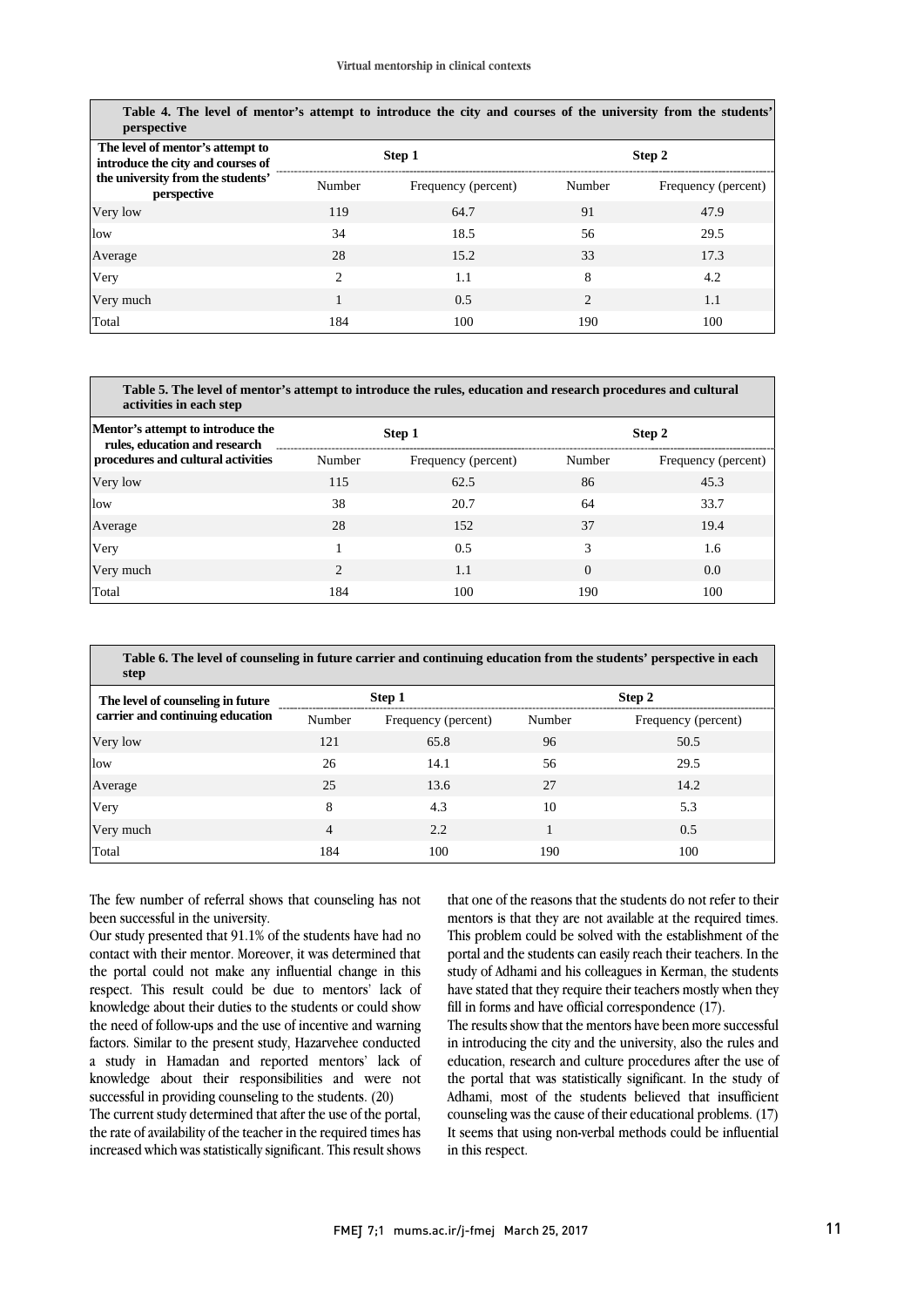**Table 4. The level of mentor's attempt to introduce the city and courses of the university from the students' perspective**

| The level of mentor's attempt to introduce the city and courses of the university from the students' perspective | Step 1 | | Step 2 | |
|---|---|---|---|---|
| | Number | Frequency (percent) | Number | Frequency (percent) |
| Very low | 119 | 64.7 | 91 | 47.9 |
| low | 34 | 18.5 | 56 | 29.5 |
| Average | 28 | 15.2 | 33 | 17.3 |
| Very | 2 | 1.1 | 8 | 4.2 |
| Very much | 1 | 0.5 | 2 | 1.1 |
| Total | 184 | 100 | 190 | 100 |

**Table 5. The level of mentor's attempt to introduce the rules, education and research procedures and cultural activities in each step**

| Mentor's attempt to introduce the rules, education and research procedures and cultural activities | Step 1 | | Step 2 | |
|---|---|---|---|---|
| | Number | Frequency (percent) | Number | Frequency (percent) |
| Very low | 115 | 62.5 | 86 | 45.3 |
| low | 38 | 20.7 | 64 | 33.7 |
| Average | 28 | 152 | 37 | 19.4 |
| Very | 1 | 0.5 | 3 | 1.6 |
| Very much | 2 | 1.1 | 0 | 0.0 |
| Total | 184 | 100 | 190 | 100 |

**Table 6. The level of counseling in future carrier and continuing education from the students' perspective in each step**

| The level of counseling in future carrier and continuing education | Step 1 | | Step 2 | |
|---|---|---|---|---|
| | Number | Frequency (percent) | Number | Frequency (percent) |
| Very low | 121 | 65.8 | 96 | 50.5 |
| low | 26 | 14.1 | 56 | 29.5 |
| Average | 25 | 13.6 | 27 | 14.2 |
| Very | 8 | 4.3 | 10 | 5.3 |
| Very much | 4 | 2.2 | 1 | 0.5 |
| Total | 184 | 100 | 190 | 100 |

The few number of referral shows that counseling has not been successful in the university.

Our study presented that 91.1% of the students have had no contact with their mentor. Moreover, it was determined that the portal could not make any influential change in this respect. This result could be due to mentors' lack of knowledge about their duties to the students or could show the need of follow-ups and the use of incentive and warning factors. Similar to the present study, Hazarvehee conducted a study in Hamadan and reported mentors' lack of knowledge about their responsibilities and were not successful in providing counseling to the students. (20)

The current study determined that after the use of the portal, the rate of availability of the teacher in the required times has increased which was statistically significant. This result shows that one of the reasons that the students do not refer to their mentors is that they are not available at the required times. This problem could be solved with the establishment of the portal and the students can easily reach their teachers. In the study of Adhami and his colleagues in Kerman, the students have stated that they require their teachers mostly when they fill in forms and have official correspondence (17).

The results show that the mentors have been more successful in introducing the city and the university, also the rules and education, research and culture procedures after the use of the portal that was statistically significant. In the study of Adhami, most of the students believed that insufficient counseling was the cause of their educational problems. (17) It seems that using non-verbal methods could be influential in this respect.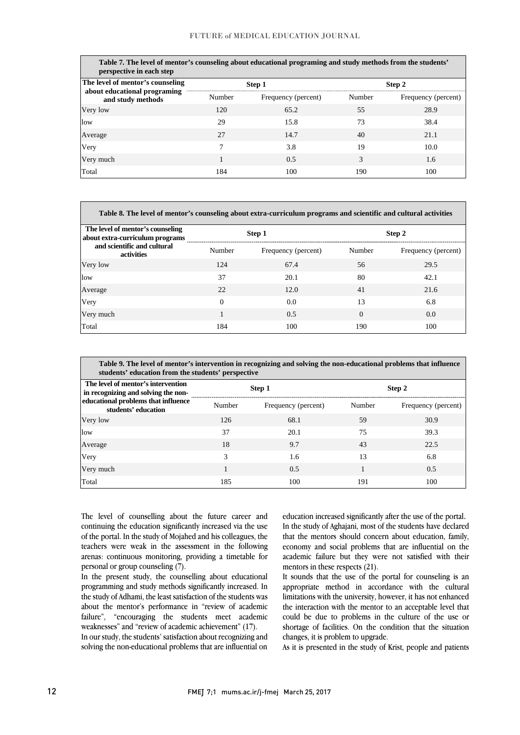**Table 7. The level of mentor's counseling about educational programing and study methods from the students' perspective in each step**

| The level of mentor's counseling about educational programing and study methods | Step 1 | | Step 2 | |
|---|---|---|---|---|
| | Number | Frequency (percent) | Number | Frequency (percent) |
| Very low | 120 | 65.2 | 55 | 28.9 |
| low | 29 | 15.8 | 73 | 38.4 |
| Average | 27 | 14.7 | 40 | 21.1 |
| Very | 7 | 3.8 | 19 | 10.0 |
| Very much | 1 | 0.5 | 3 | 1.6 |
| Total | 184 | 100 | 190 | 100 |

**Table 8. The level of mentor's counseling about extra-curriculum programs and scientific and cultural activities**

| The level of mentor's counseling about extra-curriculum programs and scientific and cultural activities | Step 1 | | Step 2 | |
|---|---|---|---|---|
| | Number | Frequency (percent) | Number | Frequency (percent) |
| Very low | 124 | 67.4 | 56 | 29.5 |
| low | 37 | 20.1 | 80 | 42.1 |
| Average | 22 | 12.0 | 41 | 21.6 |
| Very | 0 | 0.0 | 13 | 6.8 |
| Very much | 1 | 0.5 | 0 | 0.0 |
| Total | 184 | 100 | 190 | 100 |

**Table 9. The level of mentor's intervention in recognizing and solving the non-educational problems that influence students' education from the students' perspective**

| The level of mentor's intervention in recognizing and solving the non-educational problems that influence students' education | Step 1 | | Step 2 | |
|---|---|---|---|---|
| | Number | Frequency (percent) | Number | Frequency (percent) |
| Very low | 126 | 68.1 | 59 | 30.9 |
| low | 37 | 20.1 | 75 | 39.3 |
| Average | 18 | 9.7 | 43 | 22.5 |
| Very | 3 | 1.6 | 13 | 6.8 |
| Very much | 1 | 0.5 | 1 | 0.5 |
| Total | 185 | 100 | 191 | 100 |

The level of counselling about the future career and continuing the education significantly increased via the use of the portal. In the study of Mojahed and his colleagues, the teachers were weak in the assessment in the following arenas: continuous monitoring, providing a timetable for personal or group counseling (7).

In the present study, the counselling about educational programming and study methods significantly increased. In the study of Adhami, the least satisfaction of the students was about the mentor's performance in "review of academic failure", "encouraging the students meet academic weaknesses" and "review of academic achievement" (17).

In our study, the students' satisfaction about recognizing and solving the non-educational problems that are influential on education increased significantly after the use of the portal. In the study of Aghajani, most of the students have declared that the mentors should concern about education, family, economy and social problems that are influential on the academic failure but they were not satisfied with their mentors in these respects (21).

It sounds that the use of the portal for counseling is an appropriate method in accordance with the cultural limitations with the university, however, it has not enhanced the interaction with the mentor to an acceptable level that could be due to problems in the culture of the use or shortage of facilities. On the condition that the situation changes, it is problem to upgrade.

As it is presented in the study of Krist, people and patients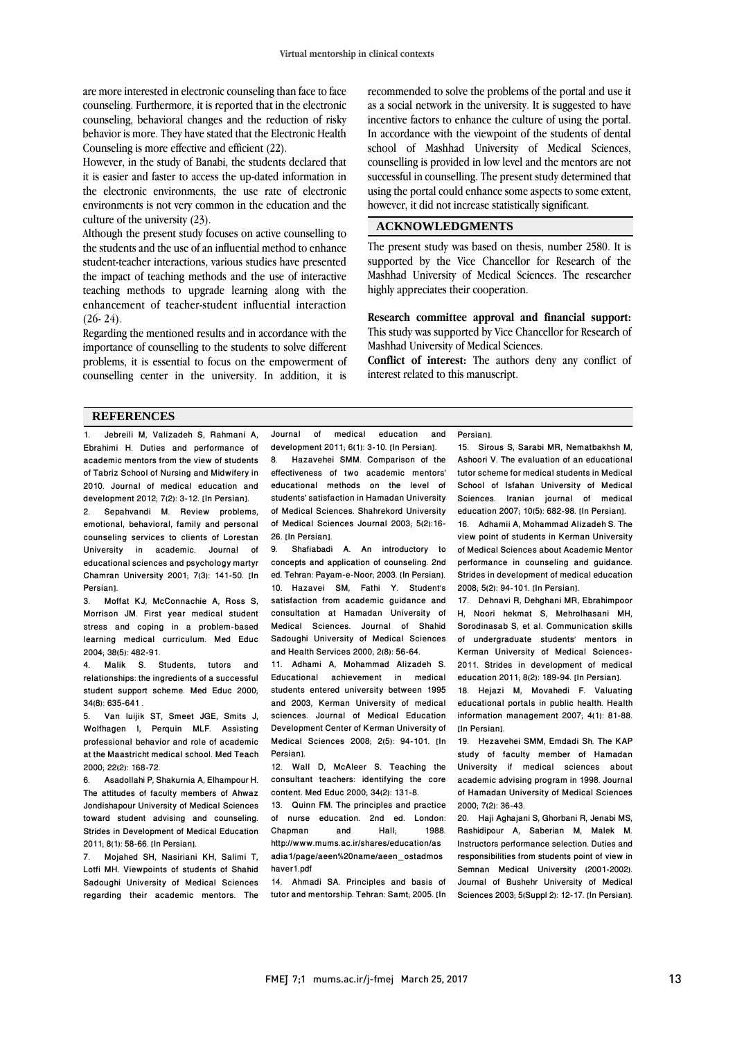are more interested in electronic counseling than face to face counseling. Furthermore, it is reported that in the electronic counseling, behavioral changes and the reduction of risky behavior is more. They have stated that the Electronic Health Counseling is more effective and efficient (22).

However, in the study of Banabi, the students declared that it is easier and faster to access the up-dated information in the electronic environments, the use rate of electronic environments is not very common in the education and the culture of the university (23).

Although the present study focuses on active counselling to the students and the use of an influential method to enhance student-teacher interactions, various studies have presented the impact of teaching methods and the use of interactive teaching methods to upgrade learning along with the enhancement of teacher-student influential interaction (26- 24).

Regarding the mentioned results and in accordance with the importance of counselling to the students to solve different problems, it is essential to focus on the empowerment of counselling center in the university. In addition, it is recommended to solve the problems of the portal and use it as a social network in the university. It is suggested to have incentive factors to enhance the culture of using the portal. In accordance with the viewpoint of the students of dental school of Mashhad University of Medical Sciences, counselling is provided in low level and the mentors are not successful in counselling. The present study determined that using the portal could enhance some aspects to some extent, however, it did not increase statistically significant.

## ACKNOWLEDGMENTS

The present study was based on thesis, number 2580. It is supported by the Vice Chancellor for Research of the Mashhad University of Medical Sciences. The researcher highly appreciates their cooperation.

**Research committee approval and financial support:** This study was supported by Vice Chancellor for Research of Mashhad University of Medical Sciences.

**Conflict of interest:** The authors deny any conflict of interest related to this manuscript.

## REFERENCES

1. Jebreili M, Valizadeh S, Rahmani A, Ebrahimi H. Duties and performance of academic mentors from the view of students of Tabriz School of Nursing and Midwifery in 2010. Journal of medical education and development 2012; 7(2): 3-12. [In Persian].
2. Sepahvandi M. Review problems, emotional, behavioral, family and personal counseling services to clients of Lorestan University in academic. Journal of educational sciences and psychology martyr Chamran University 2001; 7(3): 141-50. [In Persian].
3. Moffat KJ, McConnachie A, Ross S, Morrison JM. First year medical student stress and coping in a problem-based learning medical curriculum. Med Educ 2004; 38(5): 482-91.
4. Malik S. Students, tutors and relationships: the ingredients of a successful student support scheme. Med Educ 2000; 34(8): 635-641 .
5. Van luijk ST, Smeet JGE, Smits J, Wolfhagen I, Perquin MLF. Assisting professional behavior and role of academic at the Maastricht medical school. Med Teach 2000; 22(2): 168-72.
6. Asadollahi P, Shakurnia A, Elhampour H. The attitudes of faculty members of Ahwaz Jondishapour University of Medical Sciences toward student advising and counseling. Strides in Development of Medical Education 2011; 8(1): 58-66. [In Persian].
7. Mojahed SH, Nasiriani KH, Salimi T, Lotfi MH. Viewpoints of students of Shahid Sadoughi University of Medical Sciences regarding their academic mentors. The Journal of medical education and development 2011; 6(1): 3-10. [In Persian].
8. Hazavehei SMM. Comparison of the effectiveness of two academic mentors' educational methods on the level of students' satisfaction in Hamadan University of Medical Sciences. Shahrekord University of Medical Sciences Journal 2003; 5(2):16-26. [In Persian].
9. Shafiabadi A. An introductory to concepts and application of counseling. 2nd ed. Tehran: Payam-e-Noor; 2003. [In Persian].
10. Hazavei SM, Fathi Y. Student's satisfaction from academic guidance and consultation at Hamadan University of Medical Sciences. Journal of Shahid Sadoughi University of Medical Sciences and Health Services 2000; 2(8): 56-64.
11. Adhami A, Mohammad Alizadeh S. Educational achievement in medical students entered university between 1995 and 2003, Kerman University of medical sciences. Journal of Medical Education Development Center of Kerman University of Medical Sciences 2008; 2(5): 94-101. [In Persian].
12. Wall D, McAleer S. Teaching the consultant teachers: identifying the core content. Med Educ 2000; 34(2): 131-8.
13. Quinn FM. The principles and practice of nurse education. 2nd ed. London: Chapman and Hall; 1988. http://www.mums.ac.ir/shares/education/asadia1/page/aeen%20name/aeen_ostadmoshaver1.pdf
14. Ahmadi SA. Principles and basis of tutor and mentorship. Tehran: Samt; 2005. [In Persian].
15. Sirous S, Sarabi MR, Nematbakhsh M, Ashoori V. The evaluation of an educational tutor scheme for medical students in Medical School of Isfahan University of Medical Sciences. Iranian journal of medical education 2007; 10(5): 682-98. [In Persian].
16. Adhamii A, Mohammad Alizadeh S. The view point of students in Kerman University of Medical Sciences about Academic Mentor performance in counseling and guidance. Strides in development of medical education 2008; 5(2): 94-101. [In Persian].
17. Dehnavi R, Dehghani MR, Ebrahimpoor H, Noori hekmat S, Mehrolhasani MH, Sorodinasab S, et al. Communication skills of undergraduate students' mentors in Kerman University of Medical Sciences-2011. Strides in development of medical education 2011; 8(2): 189-94. [In Persian].
18. Hejazi M, Movahedi F. Valuating educational portals in public health. Health information management 2007; 4(1): 81-88. [In Persian].
19. Hezavehei SMM, Emdadi Sh. The KAP study of faculty member of Hamadan University if medical sciences about academic advising program in 1998. Journal of Hamadan University of Medical Sciences 2000; 7(2): 36-43.
20. Haji Aghajani S, Ghorbani R, Jenabi MS, Rashidipour A, Saberian M, Malek M. Instructors performance selection. Duties and responsibilities from students point of view in Semnan Medical University (2001-2002). Journal of Bushehr University of Medical Sciences 2003; 5(Suppl 2): 12-17. [In Persian].